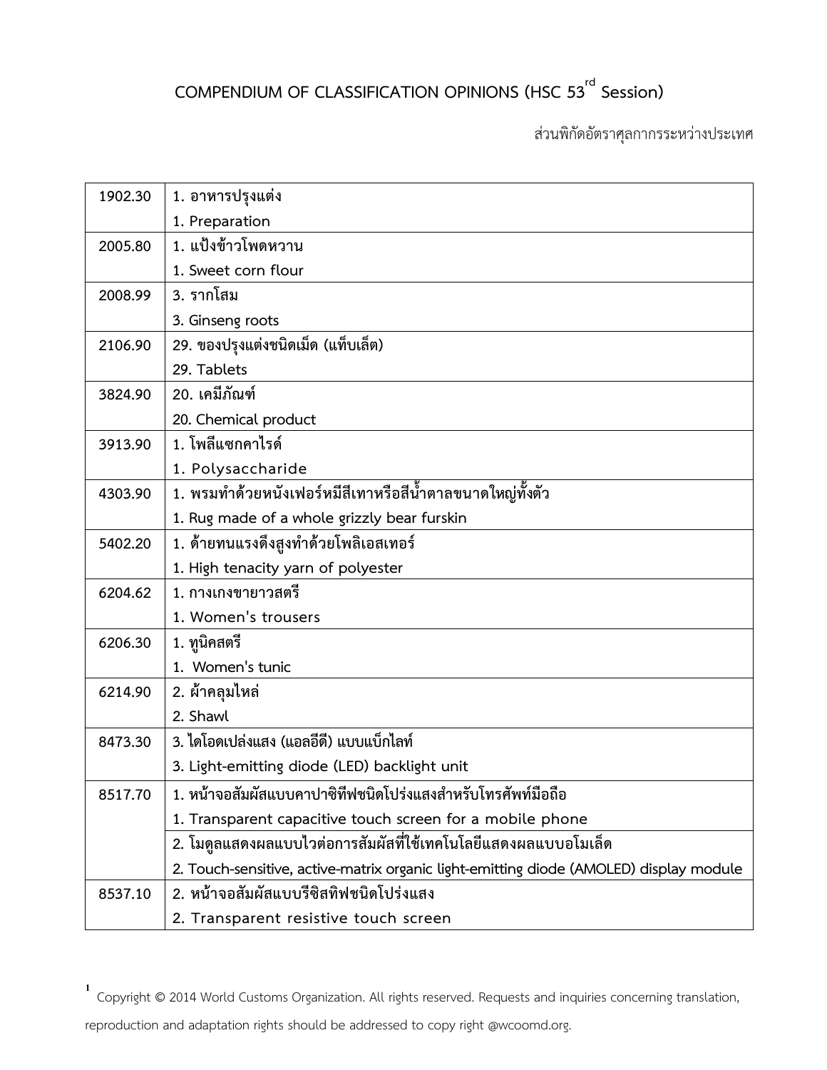# COMPENDIUM OF CLASSIFICATION OPINIONS (HSC 53rd Session)

ส่วนพิกัดอัตราศุลกากรระหว่างประเทศ

| | |
|---|---|
| 1902.30 | 1. อาหารปรุงแต่ง<br>1. Preparation |
| 2005.80 | 1. แป้งข้าวโพดหวาน<br>1. Sweet corn flour |
| 2008.99 | 3. รากโสม<br>3. Ginseng roots |
| 2106.90 | 29. ของปรุงแต่งชนิดเม็ด (แท็บเล็ต)<br>29. Tablets |
| 3824.90 | 20. เคมีภัณฑ์<br>20. Chemical product |
| 3913.90 | 1. โพลีแซกคาไรด์<br>1. Polysaccharide |
| 4303.90 | 1. พรมทำด้วยหนังเฟอร์หมีสีเทาหรือสีน้ำตาลขนาดใหญ่ทั้งตัว<br>1. Rug made of a whole grizzly bear furskin |
| 5402.20 | 1. ด้ายทนแรงดึงสูงทำด้วยโพลิเอสเทอร์<br>1. High tenacity yarn of polyester |
| 6204.62 | 1. กางเกงขายาวสตรี<br>1. Women's trousers |
| 6206.30 | 1. ทูนิคสตรี<br>1. Women's tunic |
| 6214.90 | 2. ผ้าคลุมไหล่<br>2. Shawl |
| 8473.30 | 3. ไดโอดเปล่งแสง (แอลอีดี) แบบแบ็กไลท์<br>3. Light-emitting diode (LED) backlight unit |
| 8517.70 | 1. หน้าจอสัมผัสแบบคาปาซิทีฟชนิดโปร่งแสงสำหรับโทรศัพท์มือถือ<br>1. Transparent capacitive touch screen for a mobile phone |
| | 2. โมดูลแสดงผลแบบไวต่อการสัมผัสที่ใช้เทคโนโลยีแสดงผลแบบอโมเล็ด<br>2. Touch-sensitive, active-matrix organic light-emitting diode (AMOLED) display module |
| 8537.10 | 2. หน้าจอสัมผัสแบบรีซิสทิฟชนิดโปร่งแสง<br>2. Transparent resistive touch screen |

[1] Copyright © 2014 World Customs Organization. All rights reserved. Requests and inquiries concerning translation, reproduction and adaptation rights should be addressed to copy right @wcoomd.org.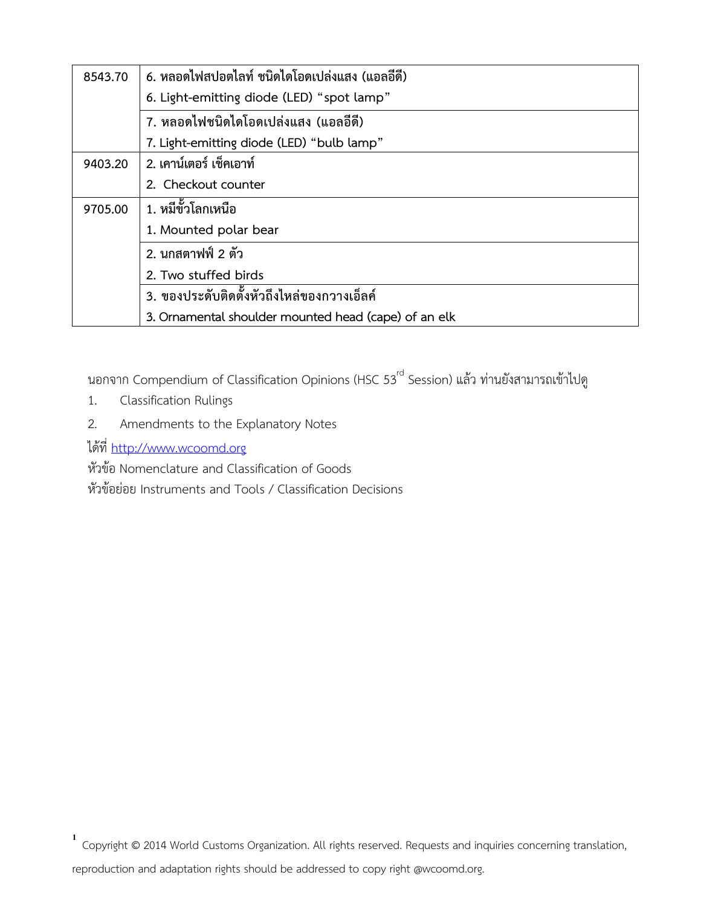| | |
|---|---|
| **8543.70** | **6. หลอดไฟสปอตไลท์ ชนิดไดโอดเปล่งแสง (แอลอีดี)**<br>**6. Light-emitting diode (LED) "spot lamp"** |
| | **7. หลอดไฟชนิดไดโอดเปล่งแสง (แอลอีดี)**<br>**7. Light-emitting diode (LED) "bulb lamp"** |
| **9403.20** | **2. เคาน์เตอร์ เช็คเอาท์**<br>**2. Checkout counter** |
| **9705.00** | **1. หมีขั้วโลกเหนือ**<br>**1. Mounted polar bear** |
| | **2. นกสตาฟฟ์ 2 ตัว**<br>**2. Two stuffed birds** |
| | **3. ของประดับติดตั้งหัวถึงไหล่ของกวางเอ็ลค์**<br>**3. Ornamental shoulder mounted head (cape) of an elk** |

นอกจาก Compendium of Classification Opinions (HSC 53rd Session) แล้ว ท่านยังสามารถเข้าไปดู

1. Classification Rulings
2. Amendments to the Explanatory Notes

ได้ที่ http://www.wcoomd.org

หัวข้อ Nomenclature and Classification of Goods

หัวข้อย่อย Instruments and Tools / Classification Decisions

[1] Copyright © 2014 World Customs Organization. All rights reserved. Requests and inquiries concerning translation, reproduction and adaptation rights should be addressed to copy right @wcoomd.org.